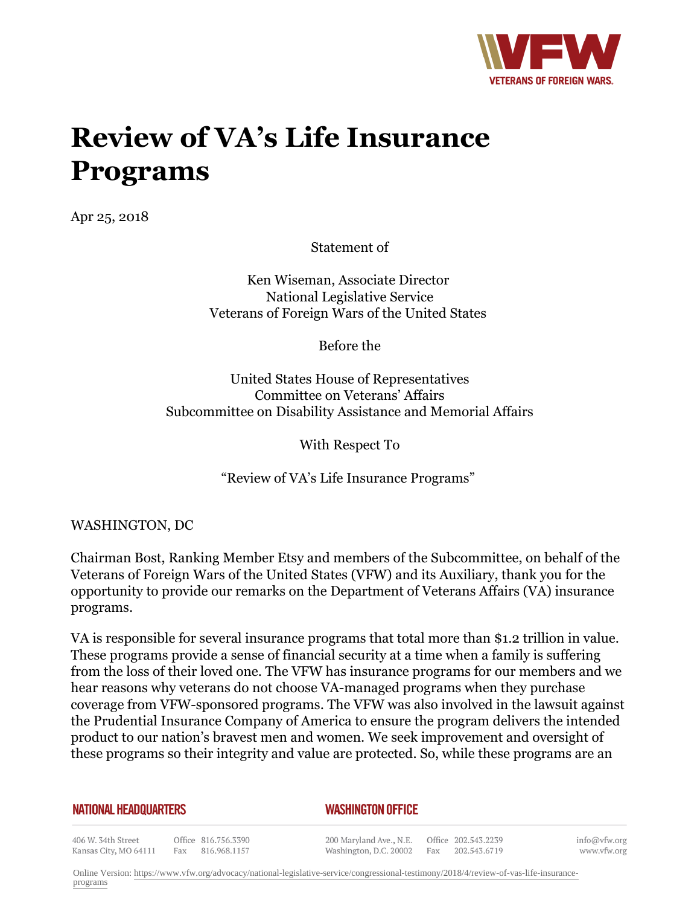# Review of VA's Life Insurance Programs

Apr 25, 2018

Statement of

Ken Wiseman, Associate Director
National Legislative Service
Veterans of Foreign Wars of the United States

Before the

United States House of Representatives
Committee on Veterans' Affairs
Subcommittee on Disability Assistance and Memorial Affairs

With Respect To

"Review of VA's Life Insurance Programs"

WASHINGTON, DC

Chairman Bost, Ranking Member Etsy and members of the Subcommittee, on behalf of the Veterans of Foreign Wars of the United States (VFW) and its Auxiliary, thank you for the opportunity to provide our remarks on the Department of Veterans Affairs (VA) insurance programs.

VA is responsible for several insurance programs that total more than $1.2 trillion in value. These programs provide a sense of financial security at a time when a family is suffering from the loss of their loved one. The VFW has insurance programs for our members and we hear reasons why veterans do not choose VA-managed programs when they purchase coverage from VFW-sponsored programs. The VFW was also involved in the lawsuit against the Prudential Insurance Company of America to ensure the program delivers the intended product to our nation's bravest men and women. We seek improvement and oversight of these programs so their integrity and value are protected. So, while these programs are an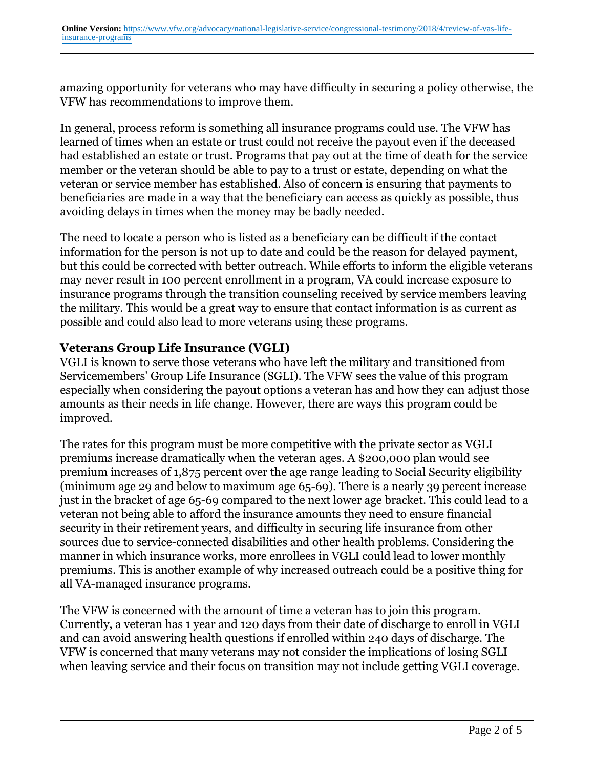amazing opportunity for veterans who may have difficulty in securing a policy otherwise, the VFW has recommendations to improve them.

In general, process reform is something all insurance programs could use. The VFW has learned of times when an estate or trust could not receive the payout even if the deceased had established an estate or trust. Programs that pay out at the time of death for the service member or the veteran should be able to pay to a trust or estate, depending on what the veteran or service member has established. Also of concern is ensuring that payments to beneficiaries are made in a way that the beneficiary can access as quickly as possible, thus avoiding delays in times when the money may be badly needed.

The need to locate a person who is listed as a beneficiary can be difficult if the contact information for the person is not up to date and could be the reason for delayed payment, but this could be corrected with better outreach. While efforts to inform the eligible veterans may never result in 100 percent enrollment in a program, VA could increase exposure to insurance programs through the transition counseling received by service members leaving the military. This would be a great way to ensure that contact information is as current as possible and could also lead to more veterans using these programs.

**Veterans Group Life Insurance (VGLI)**
VGLI is known to serve those veterans who have left the military and transitioned from Servicemembers' Group Life Insurance (SGLI). The VFW sees the value of this program especially when considering the payout options a veteran has and how they can adjust those amounts as their needs in life change. However, there are ways this program could be improved.

The rates for this program must be more competitive with the private sector as VGLI premiums increase dramatically when the veteran ages. A $200,000 plan would see premium increases of 1,875 percent over the age range leading to Social Security eligibility (minimum age 29 and below to maximum age 65-69). There is a nearly 39 percent increase just in the bracket of age 65-69 compared to the next lower age bracket. This could lead to a veteran not being able to afford the insurance amounts they need to ensure financial security in their retirement years, and difficulty in securing life insurance from other sources due to service-connected disabilities and other health problems. Considering the manner in which insurance works, more enrollees in VGLI could lead to lower monthly premiums. This is another example of why increased outreach could be a positive thing for all VA-managed insurance programs.

The VFW is concerned with the amount of time a veteran has to join this program. Currently, a veteran has 1 year and 120 days from their date of discharge to enroll in VGLI and can avoid answering health questions if enrolled within 240 days of discharge. The VFW is concerned that many veterans may not consider the implications of losing SGLI when leaving service and their focus on transition may not include getting VGLI coverage.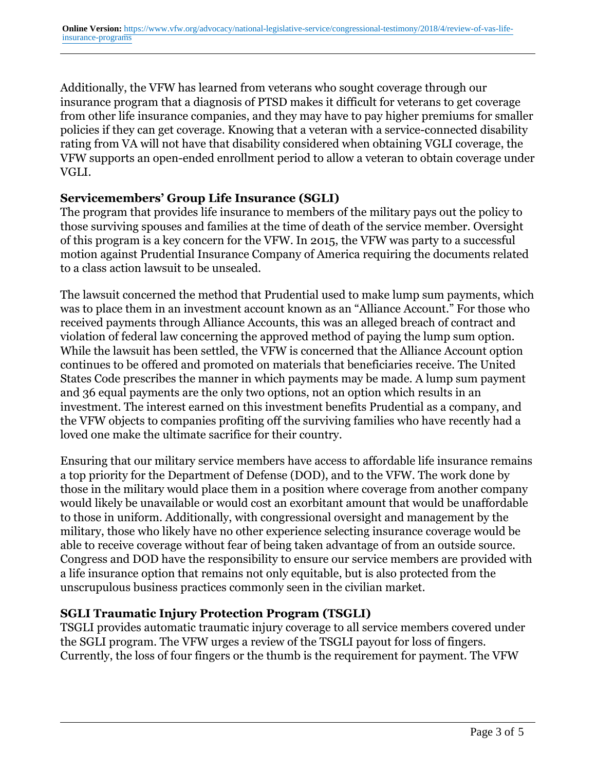Additionally, the VFW has learned from veterans who sought coverage through our insurance program that a diagnosis of PTSD makes it difficult for veterans to get coverage from other life insurance companies, and they may have to pay higher premiums for smaller policies if they can get coverage. Knowing that a veteran with a service-connected disability rating from VA will not have that disability considered when obtaining VGLI coverage, the VFW supports an open-ended enrollment period to allow a veteran to obtain coverage under VGLI.

**Servicemembers' Group Life Insurance (SGLI)**

The program that provides life insurance to members of the military pays out the policy to those surviving spouses and families at the time of death of the service member. Oversight of this program is a key concern for the VFW. In 2015, the VFW was party to a successful motion against Prudential Insurance Company of America requiring the documents related to a class action lawsuit to be unsealed.

The lawsuit concerned the method that Prudential used to make lump sum payments, which was to place them in an investment account known as an "Alliance Account." For those who received payments through Alliance Accounts, this was an alleged breach of contract and violation of federal law concerning the approved method of paying the lump sum option. While the lawsuit has been settled, the VFW is concerned that the Alliance Account option continues to be offered and promoted on materials that beneficiaries receive. The United States Code prescribes the manner in which payments may be made. A lump sum payment and 36 equal payments are the only two options, not an option which results in an investment. The interest earned on this investment benefits Prudential as a company, and the VFW objects to companies profiting off the surviving families who have recently had a loved one make the ultimate sacrifice for their country.

Ensuring that our military service members have access to affordable life insurance remains a top priority for the Department of Defense (DOD), and to the VFW. The work done by those in the military would place them in a position where coverage from another company would likely be unavailable or would cost an exorbitant amount that would be unaffordable to those in uniform. Additionally, with congressional oversight and management by the military, those who likely have no other experience selecting insurance coverage would be able to receive coverage without fear of being taken advantage of from an outside source. Congress and DOD have the responsibility to ensure our service members are provided with a life insurance option that remains not only equitable, but is also protected from the unscrupulous business practices commonly seen in the civilian market.

**SGLI Traumatic Injury Protection Program (TSGLI)**

TSGLI provides automatic traumatic injury coverage to all service members covered under the SGLI program. The VFW urges a review of the TSGLI payout for loss of fingers. Currently, the loss of four fingers or the thumb is the requirement for payment. The VFW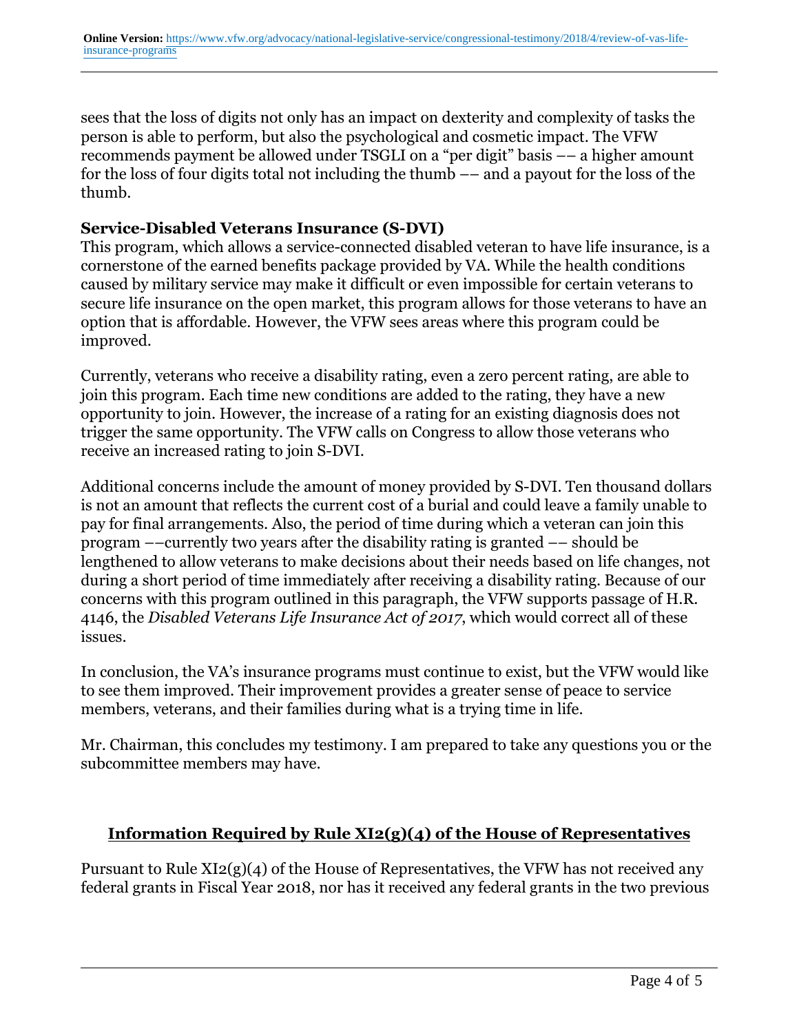sees that the loss of digits not only has an impact on dexterity and complexity of tasks the person is able to perform, but also the psychological and cosmetic impact. The VFW recommends payment be allowed under TSGLI on a "per digit" basis –– a higher amount for the loss of four digits total not including the thumb –– and a payout for the loss of the thumb.

**Service-Disabled Veterans Insurance (S-DVI)**

This program, which allows a service-connected disabled veteran to have life insurance, is a cornerstone of the earned benefits package provided by VA. While the health conditions caused by military service may make it difficult or even impossible for certain veterans to secure life insurance on the open market, this program allows for those veterans to have an option that is affordable. However, the VFW sees areas where this program could be improved.

Currently, veterans who receive a disability rating, even a zero percent rating, are able to join this program. Each time new conditions are added to the rating, they have a new opportunity to join. However, the increase of a rating for an existing diagnosis does not trigger the same opportunity. The VFW calls on Congress to allow those veterans who receive an increased rating to join S-DVI.

Additional concerns include the amount of money provided by S-DVI. Ten thousand dollars is not an amount that reflects the current cost of a burial and could leave a family unable to pay for final arrangements. Also, the period of time during which a veteran can join this program ––currently two years after the disability rating is granted –– should be lengthened to allow veterans to make decisions about their needs based on life changes, not during a short period of time immediately after receiving a disability rating. Because of our concerns with this program outlined in this paragraph, the VFW supports passage of H.R. 4146, the *Disabled Veterans Life Insurance Act of 2017*, which would correct all of these issues.

In conclusion, the VA's insurance programs must continue to exist, but the VFW would like to see them improved. Their improvement provides a greater sense of peace to service members, veterans, and their families during what is a trying time in life.

Mr. Chairman, this concludes my testimony. I am prepared to take any questions you or the subcommittee members may have.

## **Information Required by Rule XI2(g)(4) of the House of Representatives**

Pursuant to Rule XI2(g)(4) of the House of Representatives, the VFW has not received any federal grants in Fiscal Year 2018, nor has it received any federal grants in the two previous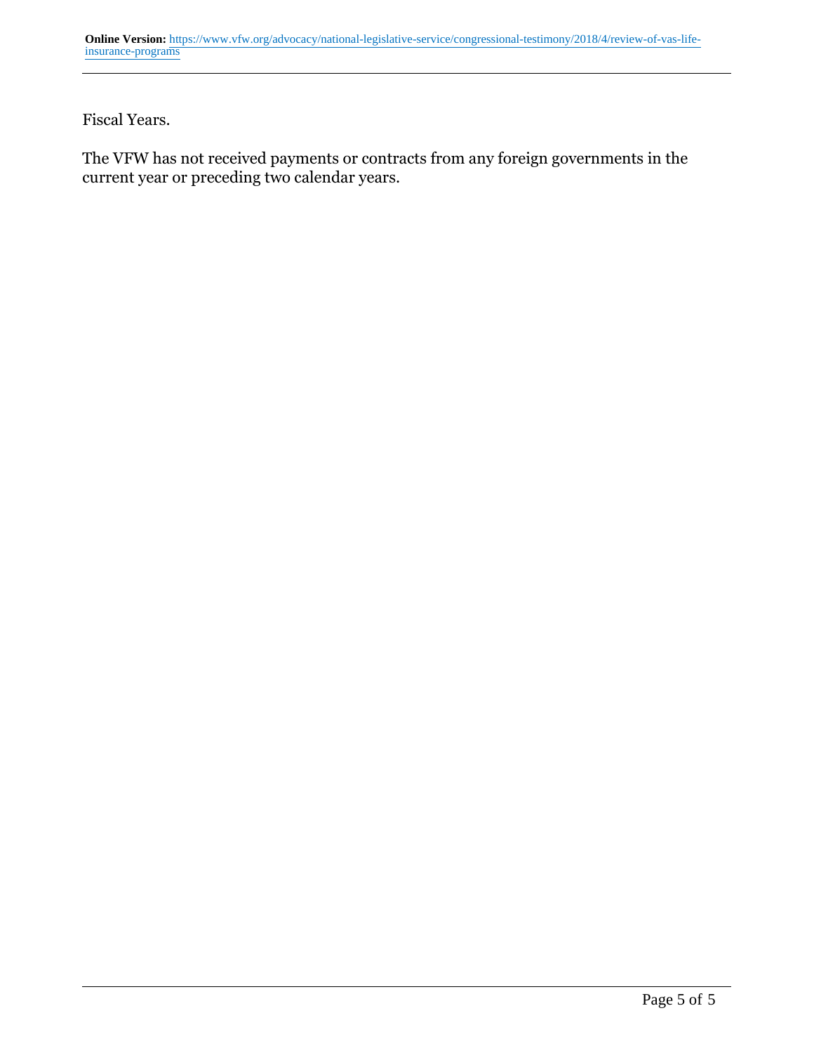Fiscal Years.

The VFW has not received payments or contracts from any foreign governments in the current year or preceding two calendar years.